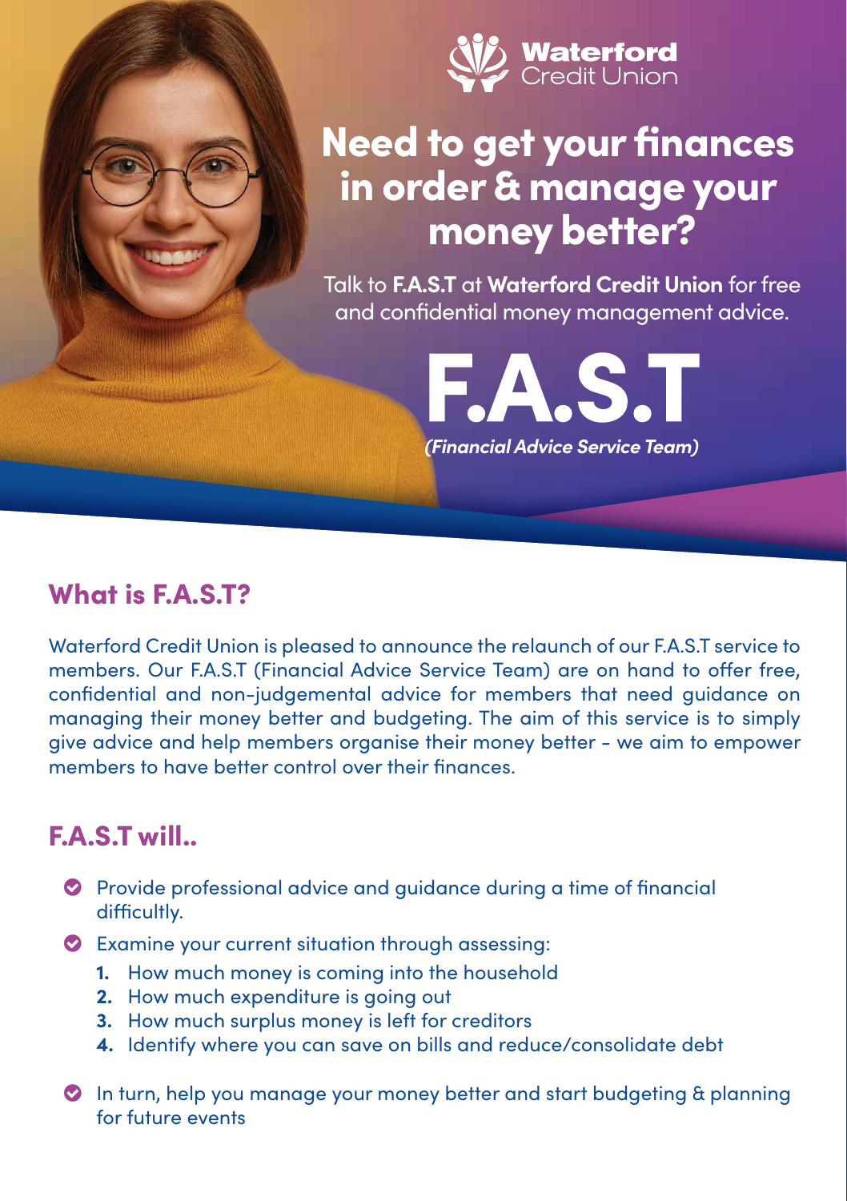Waterford Credit Union

# Need to get your finances in order & manage your money better?

Talk to **F.A.S.T** at **Waterford Credit Union** for free and confidential money management advice.

# F.A.S.T

***(Financial Advice Service Team)***

## What is F.A.S.T?

Waterford Credit Union is pleased to announce the relaunch of our F.A.S.T service to members. Our F.A.S.T (Financial Advice Service Team) are on hand to offer free, confidential and non-judgemental advice for members that need guidance on managing their money better and budgeting. The aim of this service is to simply give advice and help members organise their money better - we aim to empower members to have better control over their finances.

## F.A.S.T will..

- Provide professional advice and guidance during a time of financial difficultly.
- Examine your current situation through assessing:
  1. How much money is coming into the household
  2. How much expenditure is going out
  3. How much surplus money is left for creditors
  4. Identify where you can save on bills and reduce/consolidate debt
- In turn, help you manage your money better and start budgeting & planning for future events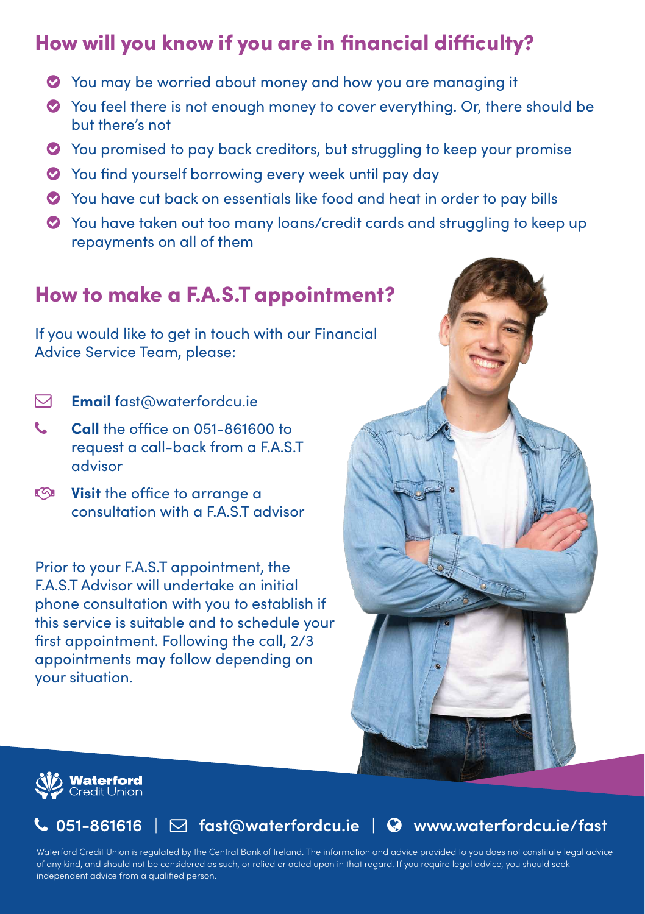## How will you know if you are in financial difficulty?

- You may be worried about money and how you are managing it
- You feel there is not enough money to cover everything. Or, there should be but there's not
- You promised to pay back creditors, but struggling to keep your promise
- You find yourself borrowing every week until pay day
- You have cut back on essentials like food and heat in order to pay bills
- You have taken out too many loans/credit cards and struggling to keep up repayments on all of them

## How to make a F.A.S.T appointment?

If you would like to get in touch with our Financial Advice Service Team, please:

- **Email** fast@waterfordcu.ie
- **Call** the office on 051-861600 to request a call-back from a F.A.S.T advisor
- **Visit** the office to arrange a consultation with a F.A.S.T advisor

Prior to your F.A.S.T appointment, the F.A.S.T Advisor will undertake an initial phone consultation with you to establish if this service is suitable and to schedule your first appointment. Following the call, 2/3 appointments may follow depending on your situation.

**Waterford** Credit Union

051-861616 | fast@waterfordcu.ie | www.waterfordcu.ie/fast

Waterford Credit Union is regulated by the Central Bank of Ireland. The information and advice provided to you does not constitute legal advice of any kind, and should not be considered as such, or relied or acted upon in that regard. If you require legal advice, you should seek independent advice from a qualified person.